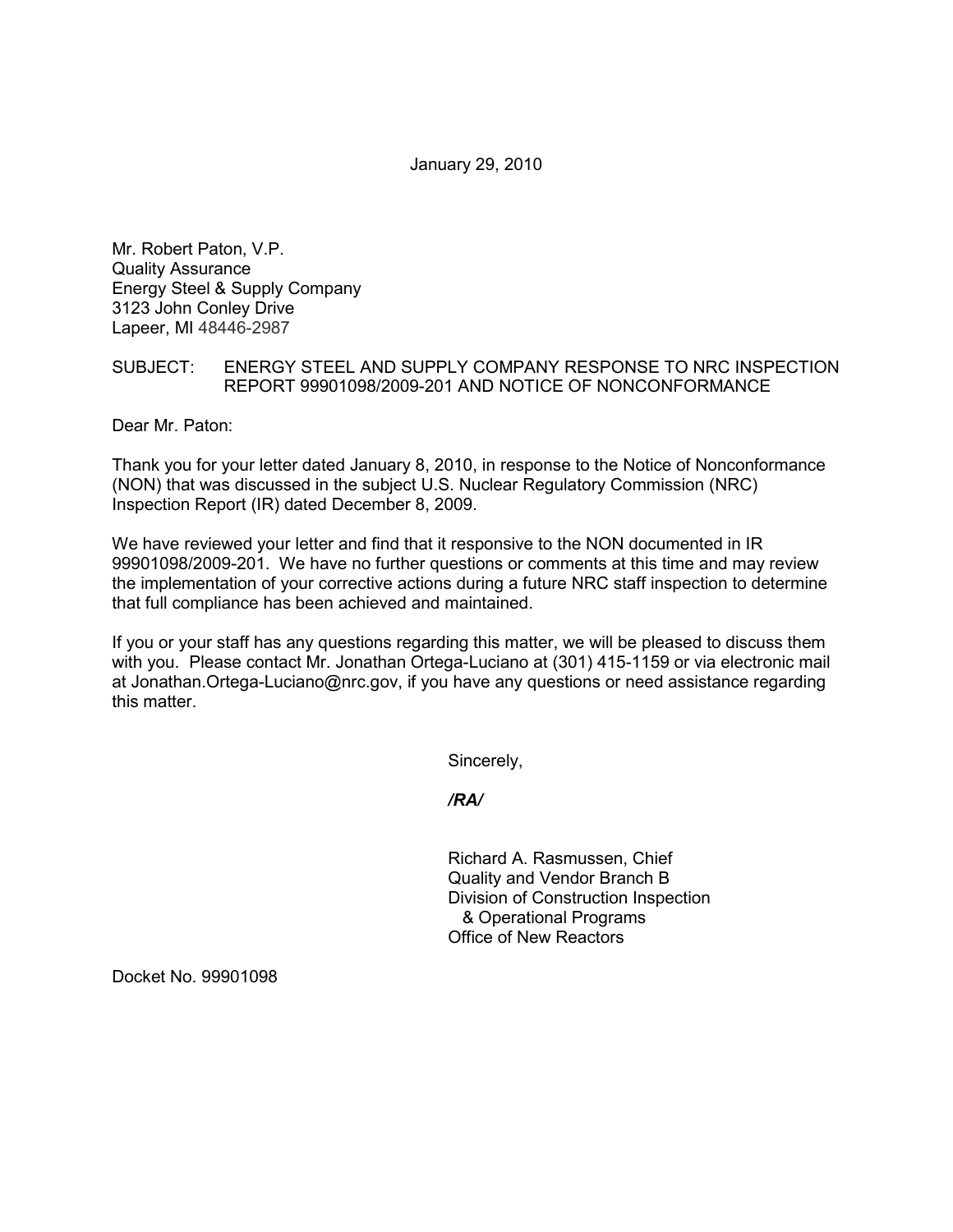January 29, 2010

Mr. Robert Paton, V.P.
Quality Assurance
Energy Steel & Supply Company
3123 John Conley Drive
Lapeer, MI 48446-2987

SUBJECT: ENERGY STEEL AND SUPPLY COMPANY RESPONSE TO NRC INSPECTION REPORT 99901098/2009-201 AND NOTICE OF NONCONFORMANCE

Dear Mr. Paton:

Thank you for your letter dated January 8, 2010, in response to the Notice of Nonconformance (NON) that was discussed in the subject U.S. Nuclear Regulatory Commission (NRC) Inspection Report (IR) dated December 8, 2009.

We have reviewed your letter and find that it responsive to the NON documented in IR 99901098/2009-201. We have no further questions or comments at this time and may review the implementation of your corrective actions during a future NRC staff inspection to determine that full compliance has been achieved and maintained.

If you or your staff has any questions regarding this matter, we will be pleased to discuss them with you. Please contact Mr. Jonathan Ortega-Luciano at (301) 415-1159 or via electronic mail at Jonathan.Ortega-Luciano@nrc.gov, if you have any questions or need assistance regarding this matter.

Sincerely,

*/RA/*

Richard A. Rasmussen, Chief
Quality and Vendor Branch B
Division of Construction Inspection & Operational Programs
Office of New Reactors

Docket No. 99901098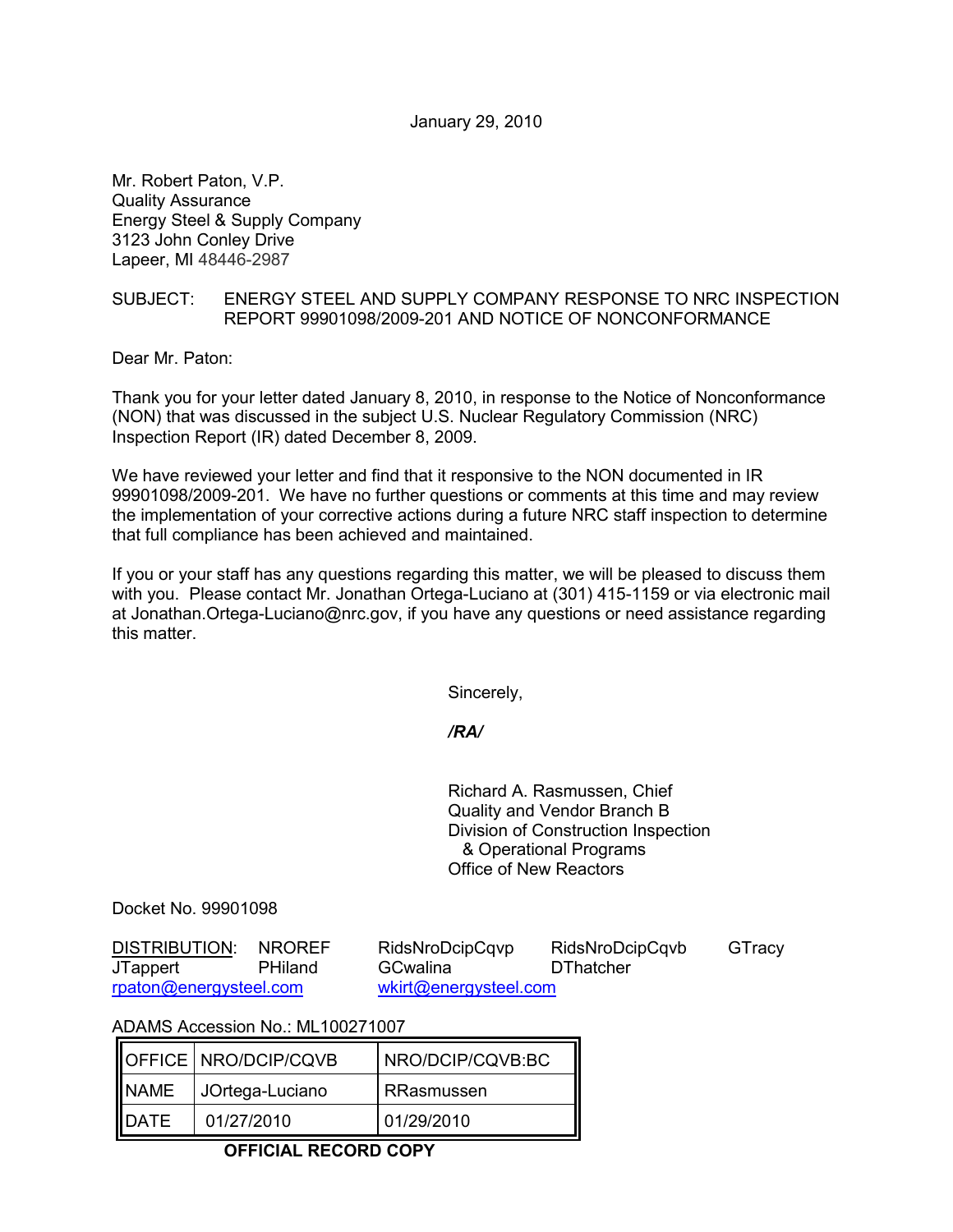January 29, 2010

Mr. Robert Paton, V.P.
Quality Assurance
Energy Steel & Supply Company
3123 John Conley Drive
Lapeer, MI 48446-2987

SUBJECT: ENERGY STEEL AND SUPPLY COMPANY RESPONSE TO NRC INSPECTION REPORT 99901098/2009-201 AND NOTICE OF NONCONFORMANCE

Dear Mr. Paton:

Thank you for your letter dated January 8, 2010, in response to the Notice of Nonconformance (NON) that was discussed in the subject U.S. Nuclear Regulatory Commission (NRC) Inspection Report (IR) dated December 8, 2009.

We have reviewed your letter and find that it responsive to the NON documented in IR 99901098/2009-201. We have no further questions or comments at this time and may review the implementation of your corrective actions during a future NRC staff inspection to determine that full compliance has been achieved and maintained.

If you or your staff has any questions regarding this matter, we will be pleased to discuss them with you. Please contact Mr. Jonathan Ortega-Luciano at (301) 415-1159 or via electronic mail at Jonathan.Ortega-Luciano@nrc.gov, if you have any questions or need assistance regarding this matter.

Sincerely,

*/RA/*

Richard A. Rasmussen, Chief
Quality and Vendor Branch B
Division of Construction Inspection
& Operational Programs
Office of New Reactors

Docket No. 99901098

DISTRIBUTION: NROREF RidsNroDcipCqvp RidsNroDcipCqvb GTracy
JTappert PHiland GCwalina DThatcher
rpaton@energysteel.com wkirt@energysteel.com

ADAMS Accession No.: ML100271007

| | | |
|---|---|---|
| OFFICE | NRO/DCIP/CQVB | NRO/DCIP/CQVB:BC |
| NAME | JOrtega-Luciano | RRasmussen |
| DATE | 01/27/2010 | 01/29/2010 |

**OFFICIAL RECORD COPY**